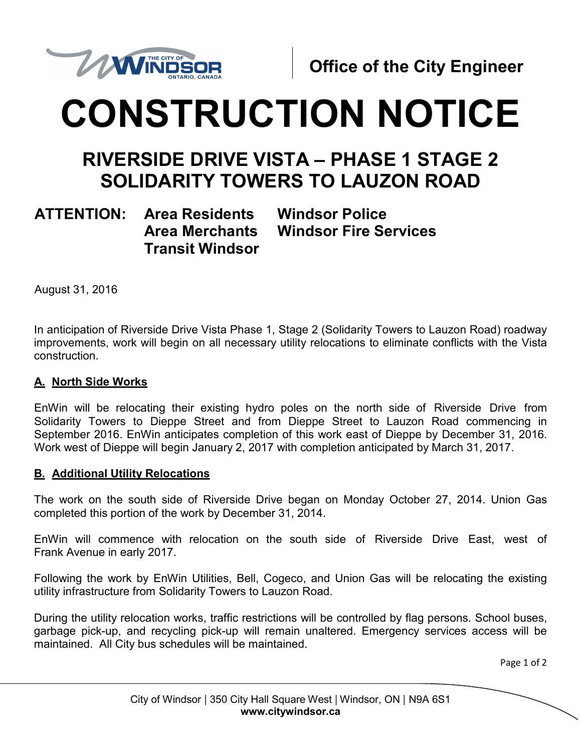Office of the City Engineer

# CONSTRUCTION NOTICE

## RIVERSIDE DRIVE VISTA – PHASE 1 STAGE 2
## SOLIDARITY TOWERS TO LAUZON ROAD

**ATTENTION:** **Area Residents** **Windsor Police**
**Area Merchants** **Windsor Fire Services**
**Transit Windsor**

August 31, 2016

In anticipation of Riverside Drive Vista Phase 1, Stage 2 (Solidarity Towers to Lauzon Road) roadway improvements, work will begin on all necessary utility relocations to eliminate conflicts with the Vista construction.

### A. North Side Works

EnWin will be relocating their existing hydro poles on the north side of Riverside Drive from Solidarity Towers to Dieppe Street and from Dieppe Street to Lauzon Road commencing in September 2016. EnWin anticipates completion of this work east of Dieppe by December 31, 2016. Work west of Dieppe will begin January 2, 2017 with completion anticipated by March 31, 2017.

### B. Additional Utility Relocations

The work on the south side of Riverside Drive began on Monday October 27, 2014. Union Gas completed this portion of the work by December 31, 2014.

EnWin will commence with relocation on the south side of Riverside Drive East, west of Frank Avenue in early 2017.

Following the work by EnWin Utilities, Bell, Cogeco, and Union Gas will be relocating the existing utility infrastructure from Solidarity Towers to Lauzon Road.

During the utility relocation works, traffic restrictions will be controlled by flag persons. School buses, garbage pick-up, and recycling pick-up will remain unaltered. Emergency services access will be maintained. All City bus schedules will be maintained.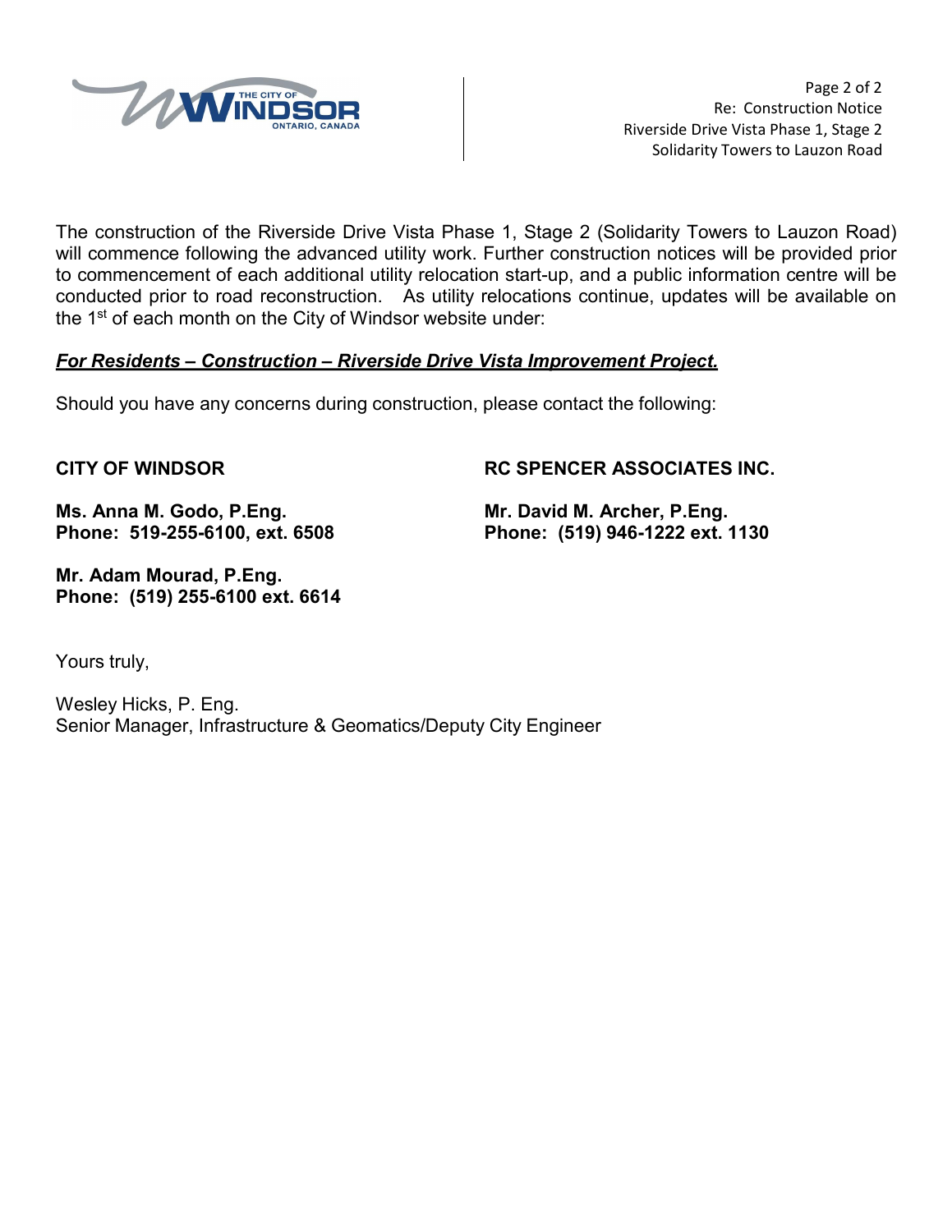The construction of the Riverside Drive Vista Phase 1, Stage 2 (Solidarity Towers to Lauzon Road) will commence following the advanced utility work. Further construction notices will be provided prior to commencement of each additional utility relocation start-up, and a public information centre will be conducted prior to road reconstruction. As utility relocations continue, updates will be available on the 1st of each month on the City of Windsor website under:

***For Residents – Construction – Riverside Drive Vista Improvement Project.***

Should you have any concerns during construction, please contact the following:

**CITY OF WINDSOR**

**Ms. Anna M. Godo, P.Eng.**
**Phone: 519-255-6100, ext. 6508**

**Mr. Adam Mourad, P.Eng.**
**Phone: (519) 255-6100 ext. 6614**

**RC SPENCER ASSOCIATES INC.**

**Mr. David M. Archer, P.Eng.**
**Phone: (519) 946-1222 ext. 1130**

Yours truly,

Wesley Hicks, P. Eng.
Senior Manager, Infrastructure & Geomatics/Deputy City Engineer